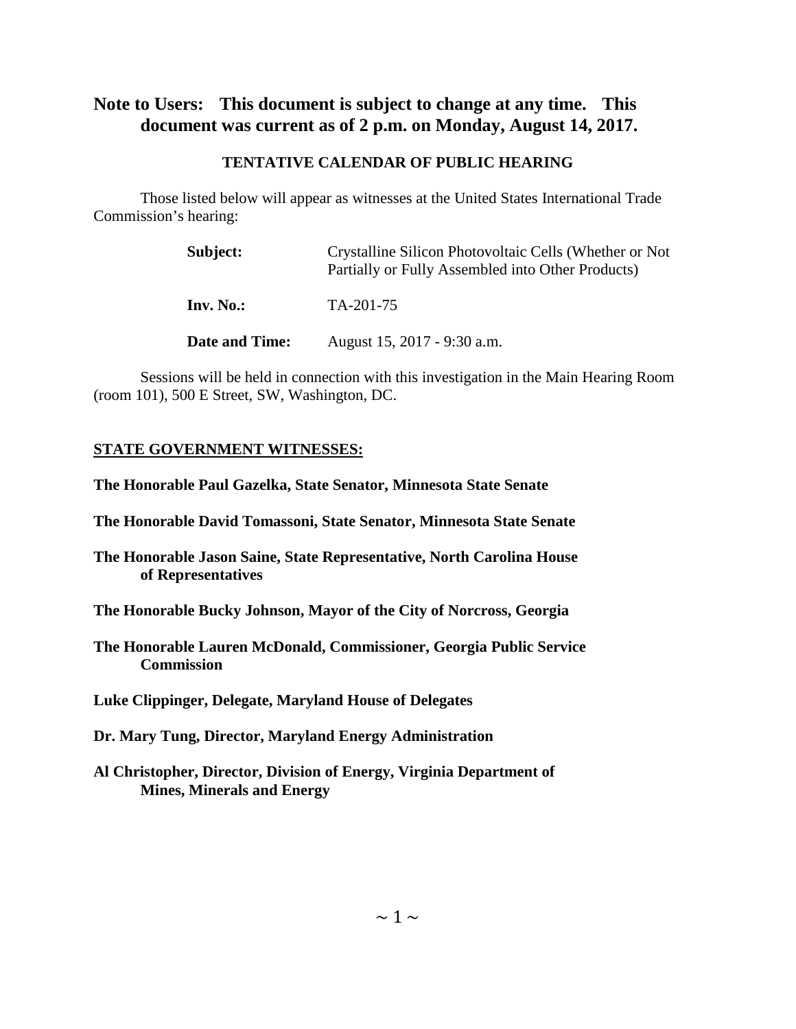**Note to Users: This document is subject to change at any time. This document was current as of 2 p.m. on Monday, August 14, 2017.**

**TENTATIVE CALENDAR OF PUBLIC HEARING**

Those listed below will appear as witnesses at the United States International Trade Commission's hearing:

**Subject:** Crystalline Silicon Photovoltaic Cells (Whether or Not Partially or Fully Assembled into Other Products)

**Inv. No.:** TA-201-75

**Date and Time:** August 15, 2017 - 9:30 a.m.

Sessions will be held in connection with this investigation in the Main Hearing Room (room 101), 500 E Street, SW, Washington, DC.

**STATE GOVERNMENT WITNESSES:**

**The Honorable Paul Gazelka, State Senator, Minnesota State Senate**

**The Honorable David Tomassoni, State Senator, Minnesota State Senate**

**The Honorable Jason Saine, State Representative, North Carolina House of Representatives**

**The Honorable Bucky Johnson, Mayor of the City of Norcross, Georgia**

**The Honorable Lauren McDonald, Commissioner, Georgia Public Service Commission**

**Luke Clippinger, Delegate, Maryland House of Delegates**

**Dr. Mary Tung, Director, Maryland Energy Administration**

**Al Christopher, Director, Division of Energy, Virginia Department of Mines, Minerals and Energy**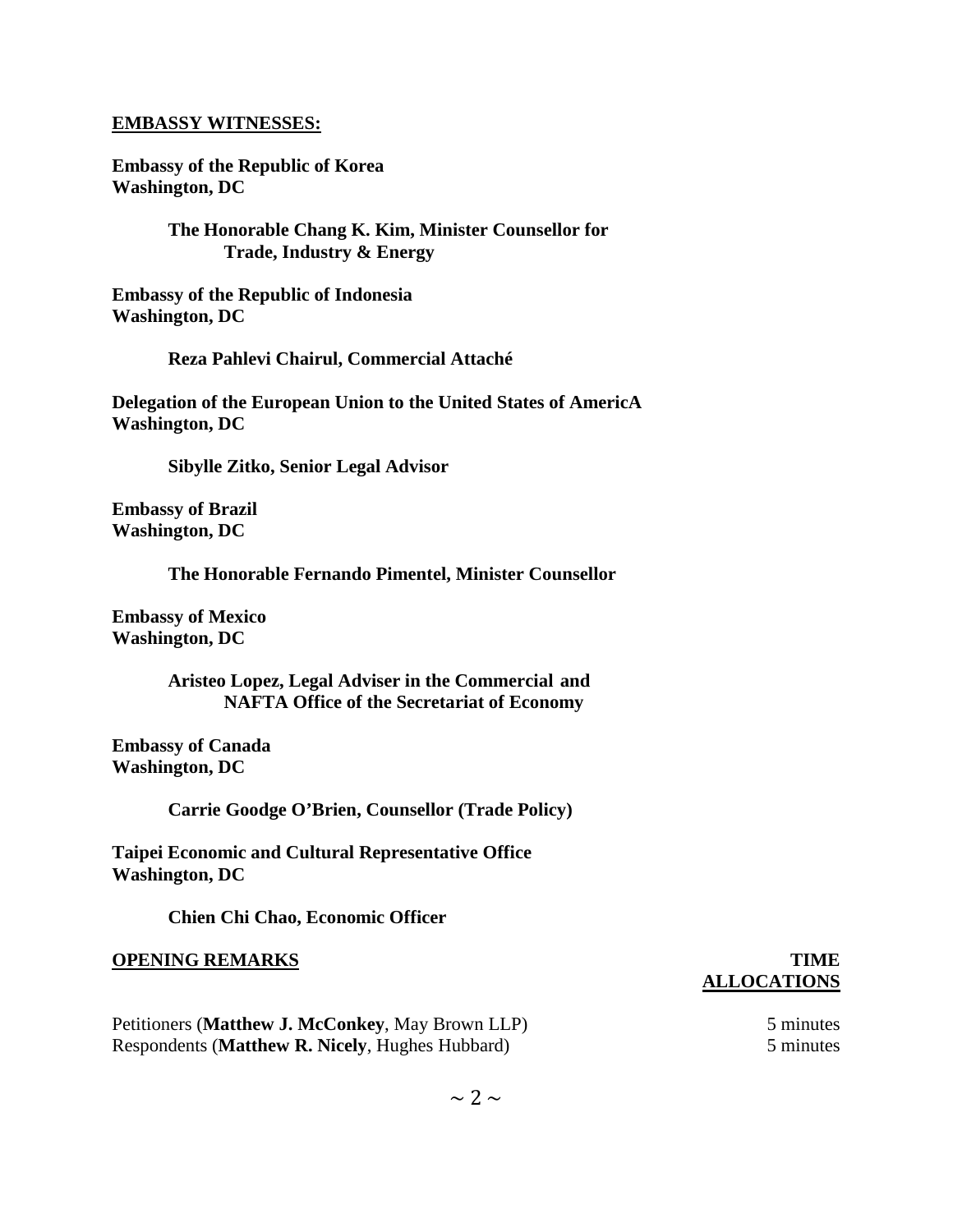**EMBASSY WITNESSES:**

**Embassy of the Republic of Korea**
**Washington, DC**

> **The Honorable Chang K. Kim, Minister Counsellor for Trade, Industry & Energy**

**Embassy of the Republic of Indonesia**
**Washington, DC**

> **Reza Pahlevi Chairul, Commercial Attaché**

**Delegation of the European Union to the United States of AmericA**
**Washington, DC**

> **Sibylle Zitko, Senior Legal Advisor**

**Embassy of Brazil**
**Washington, DC**

> **The Honorable Fernando Pimentel, Minister Counsellor**

**Embassy of Mexico**
**Washington, DC**

> **Aristeo Lopez, Legal Adviser in the Commercial and NAFTA Office of the Secretariat of Economy**

**Embassy of Canada**
**Washington, DC**

> **Carrie Goodge O'Brien, Counsellor (Trade Policy)**

**Taipei Economic and Cultural Representative Office**
**Washington, DC**

> **Chien Chi Chao, Economic Officer**

| **OPENING REMARKS** | **TIME ALLOCATIONS** |
|---|---|
| Petitioners (**Matthew J. McConkey**, May Brown LLP) | 5 minutes |
| Respondents (**Matthew R. Nicely**, Hughes Hubbard) | 5 minutes |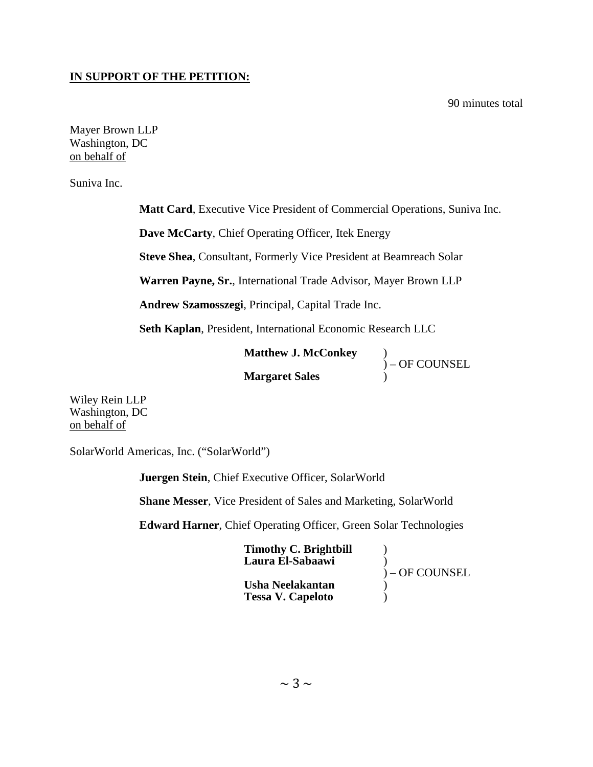**IN SUPPORT OF THE PETITION:**

90 minutes total

Mayer Brown LLP
Washington, DC
on behalf of

Suniva Inc.

**Matt Card**, Executive Vice President of Commercial Operations, Suniva Inc.

**Dave McCarty**, Chief Operating Officer, Itek Energy

**Steve Shea**, Consultant, Formerly Vice President at Beamreach Solar

**Warren Payne, Sr.**, International Trade Advisor, Mayer Brown LLP

**Andrew Szamosszegi**, Principal, Capital Trade Inc.

**Seth Kaplan**, President, International Economic Research LLC

**Matthew J. McConkey** )
) – OF COUNSEL
**Margaret Sales** )

Wiley Rein LLP
Washington, DC
on behalf of

SolarWorld Americas, Inc. ("SolarWorld")

**Juergen Stein**, Chief Executive Officer, SolarWorld

**Shane Messer**, Vice President of Sales and Marketing, SolarWorld

**Edward Harner**, Chief Operating Officer, Green Solar Technologies

**Timothy C. Brightbill** )
**Laura El-Sabaawi** )
) – OF COUNSEL
**Usha Neelakantan** )
**Tessa V. Capeloto** )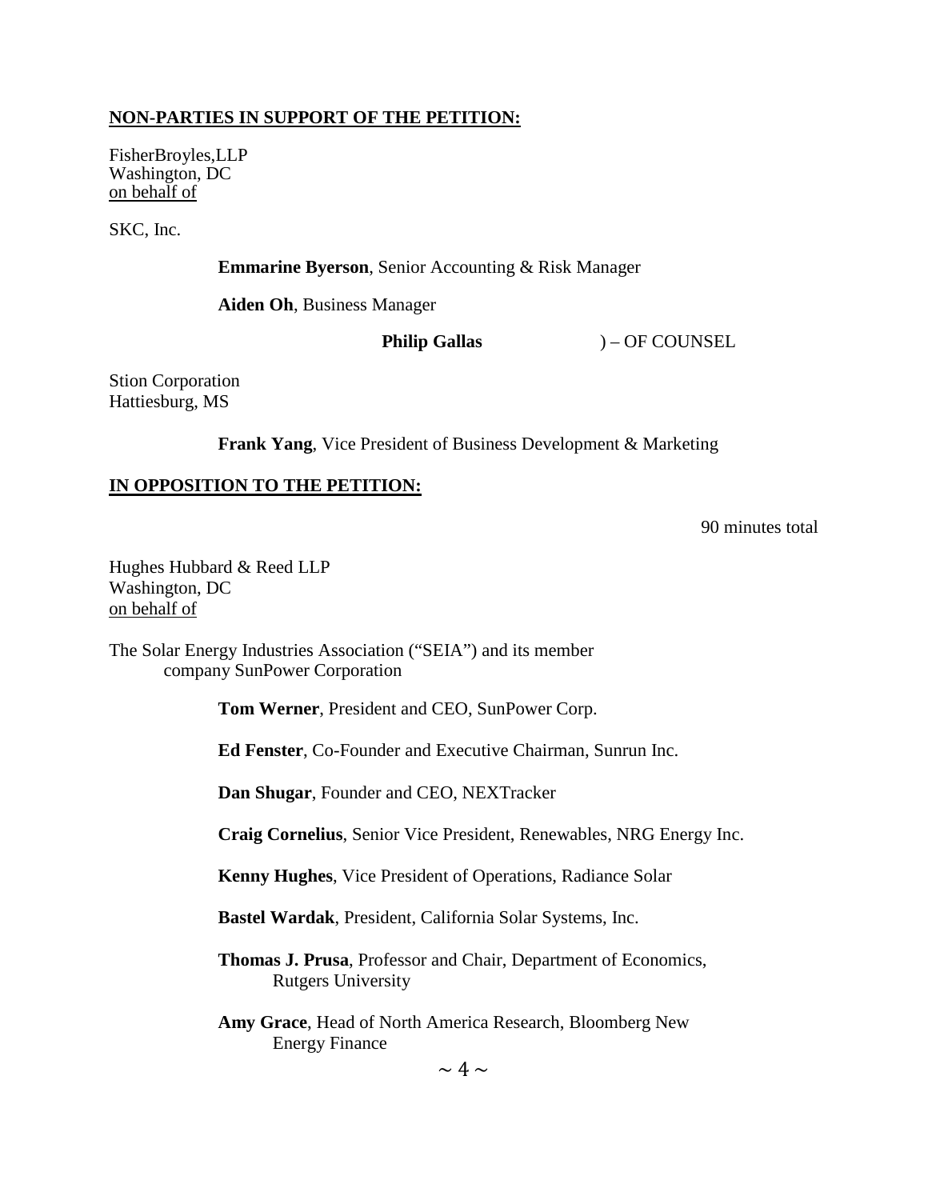**NON-PARTIES IN SUPPORT OF THE PETITION:**

FisherBroyles,LLP
Washington, DC
on behalf of

SKC, Inc.

**Emmarine Byerson**, Senior Accounting & Risk Manager

**Aiden Oh**, Business Manager

**Philip Gallas** ) – OF COUNSEL

Stion Corporation
Hattiesburg, MS

**Frank Yang**, Vice President of Business Development & Marketing

**IN OPPOSITION TO THE PETITION:**

90 minutes total

Hughes Hubbard & Reed LLP
Washington, DC
on behalf of

The Solar Energy Industries Association ("SEIA") and its member company SunPower Corporation

**Tom Werner**, President and CEO, SunPower Corp.

**Ed Fenster**, Co-Founder and Executive Chairman, Sunrun Inc.

**Dan Shugar**, Founder and CEO, NEXTracker

**Craig Cornelius**, Senior Vice President, Renewables, NRG Energy Inc.

**Kenny Hughes**, Vice President of Operations, Radiance Solar

**Bastel Wardak**, President, California Solar Systems, Inc.

**Thomas J. Prusa**, Professor and Chair, Department of Economics, Rutgers University

**Amy Grace**, Head of North America Research, Bloomberg New Energy Finance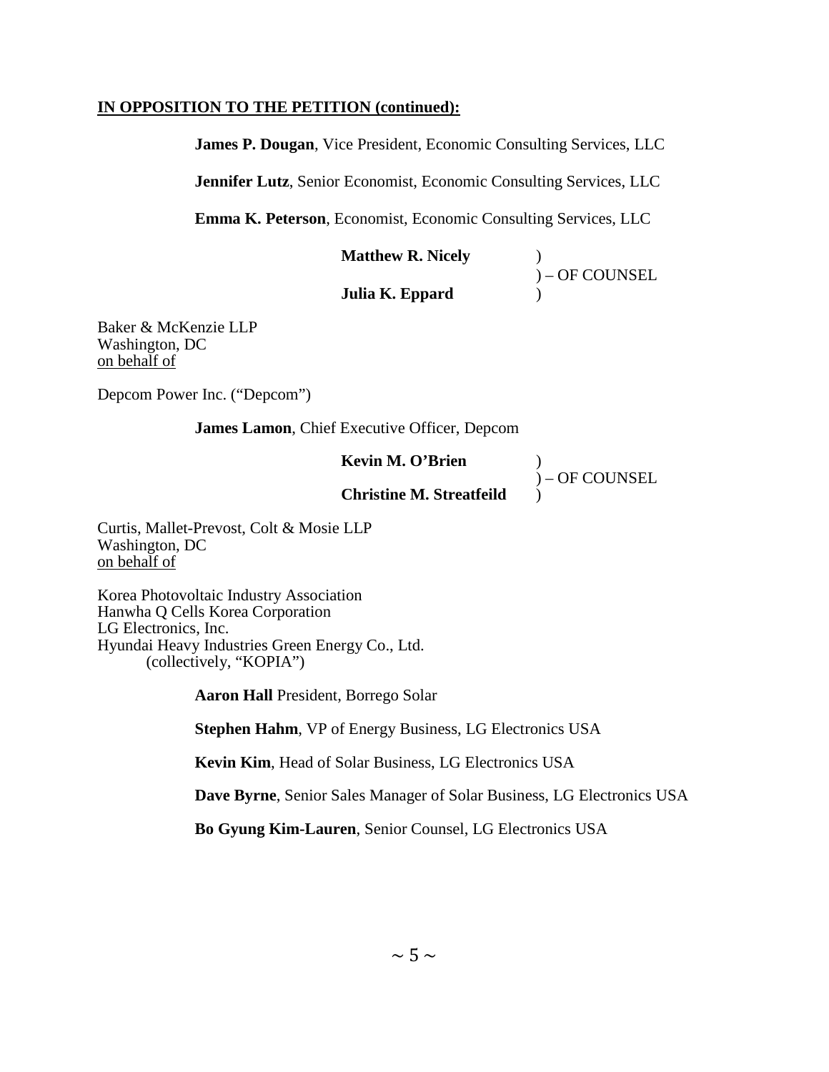**IN OPPOSITION TO THE PETITION (continued):**

**James P. Dougan**, Vice President, Economic Consulting Services, LLC

**Jennifer Lutz**, Senior Economist, Economic Consulting Services, LLC

**Emma K. Peterson**, Economist, Economic Consulting Services, LLC

**Matthew R. Nicely** )
) – OF COUNSEL
**Julia K. Eppard** )

Baker & McKenzie LLP
Washington, DC
on behalf of

Depcom Power Inc. ("Depcom")

**James Lamon**, Chief Executive Officer, Depcom

**Kevin M. O'Brien** )
) – OF COUNSEL
**Christine M. Streatfeild** )

Curtis, Mallet-Prevost, Colt & Mosie LLP
Washington, DC
on behalf of

Korea Photovoltaic Industry Association
Hanwha Q Cells Korea Corporation
LG Electronics, Inc.
Hyundai Heavy Industries Green Energy Co., Ltd.
(collectively, "KOPIA")

**Aaron Hall** President, Borrego Solar

**Stephen Hahm**, VP of Energy Business, LG Electronics USA

**Kevin Kim**, Head of Solar Business, LG Electronics USA

**Dave Byrne**, Senior Sales Manager of Solar Business, LG Electronics USA

**Bo Gyung Kim-Lauren**, Senior Counsel, LG Electronics USA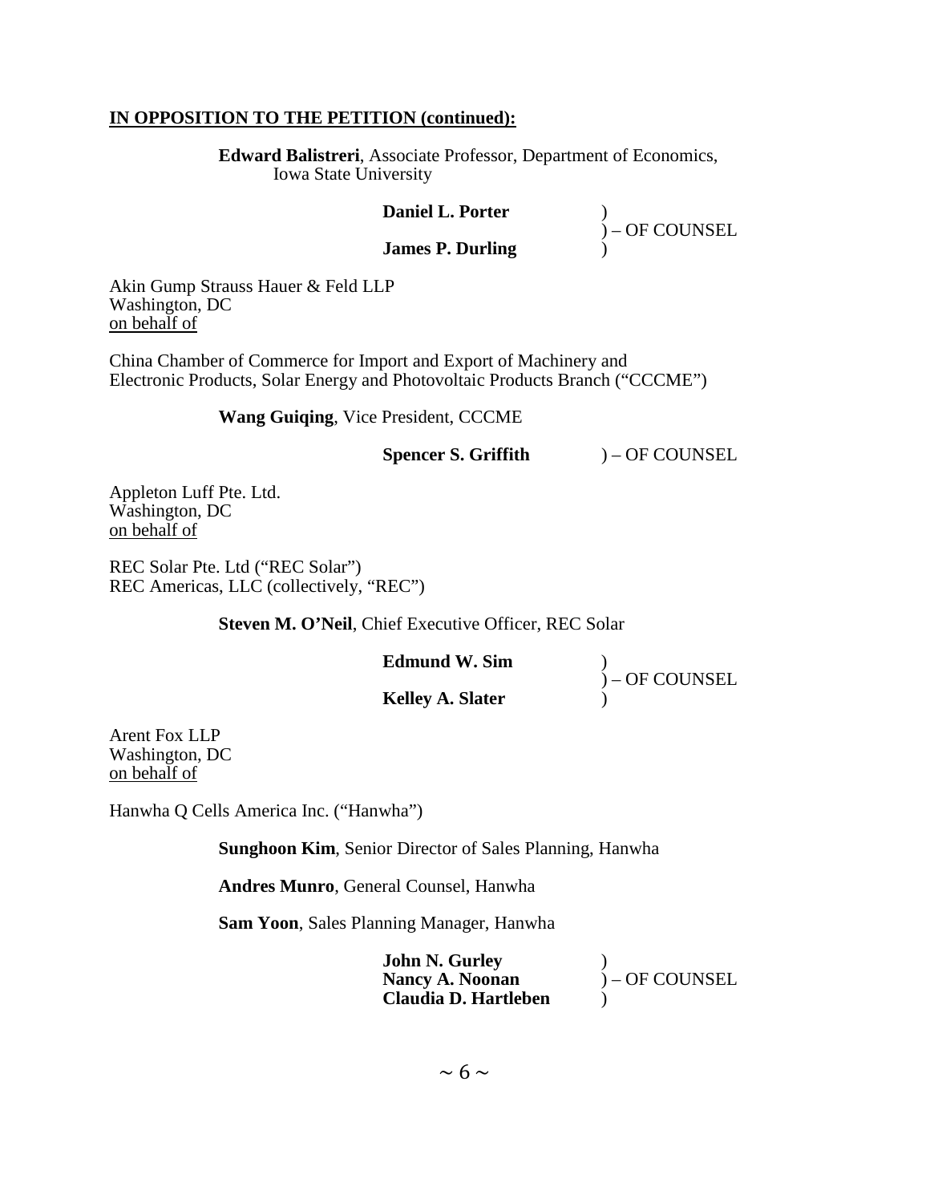**IN OPPOSITION TO THE PETITION (continued):**

**Edward Balistreri**, Associate Professor, Department of Economics, Iowa State University

**Daniel L. Porter** )
) – OF COUNSEL
**James P. Durling** )

Akin Gump Strauss Hauer & Feld LLP
Washington, DC
on behalf of

China Chamber of Commerce for Import and Export of Machinery and Electronic Products, Solar Energy and Photovoltaic Products Branch ("CCCME")

**Wang Guiqing**, Vice President, CCCME

**Spencer S. Griffith** ) – OF COUNSEL

Appleton Luff Pte. Ltd.
Washington, DC
on behalf of

REC Solar Pte. Ltd ("REC Solar")
REC Americas, LLC (collectively, "REC")

**Steven M. O'Neil**, Chief Executive Officer, REC Solar

**Edmund W. Sim** )
) – OF COUNSEL
**Kelley A. Slater** )

Arent Fox LLP
Washington, DC
on behalf of

Hanwha Q Cells America Inc. ("Hanwha")

**Sunghoon Kim**, Senior Director of Sales Planning, Hanwha

**Andres Munro**, General Counsel, Hanwha

**Sam Yoon**, Sales Planning Manager, Hanwha

**John N. Gurley** )
**Nancy A. Noonan** ) – OF COUNSEL
**Claudia D. Hartleben** )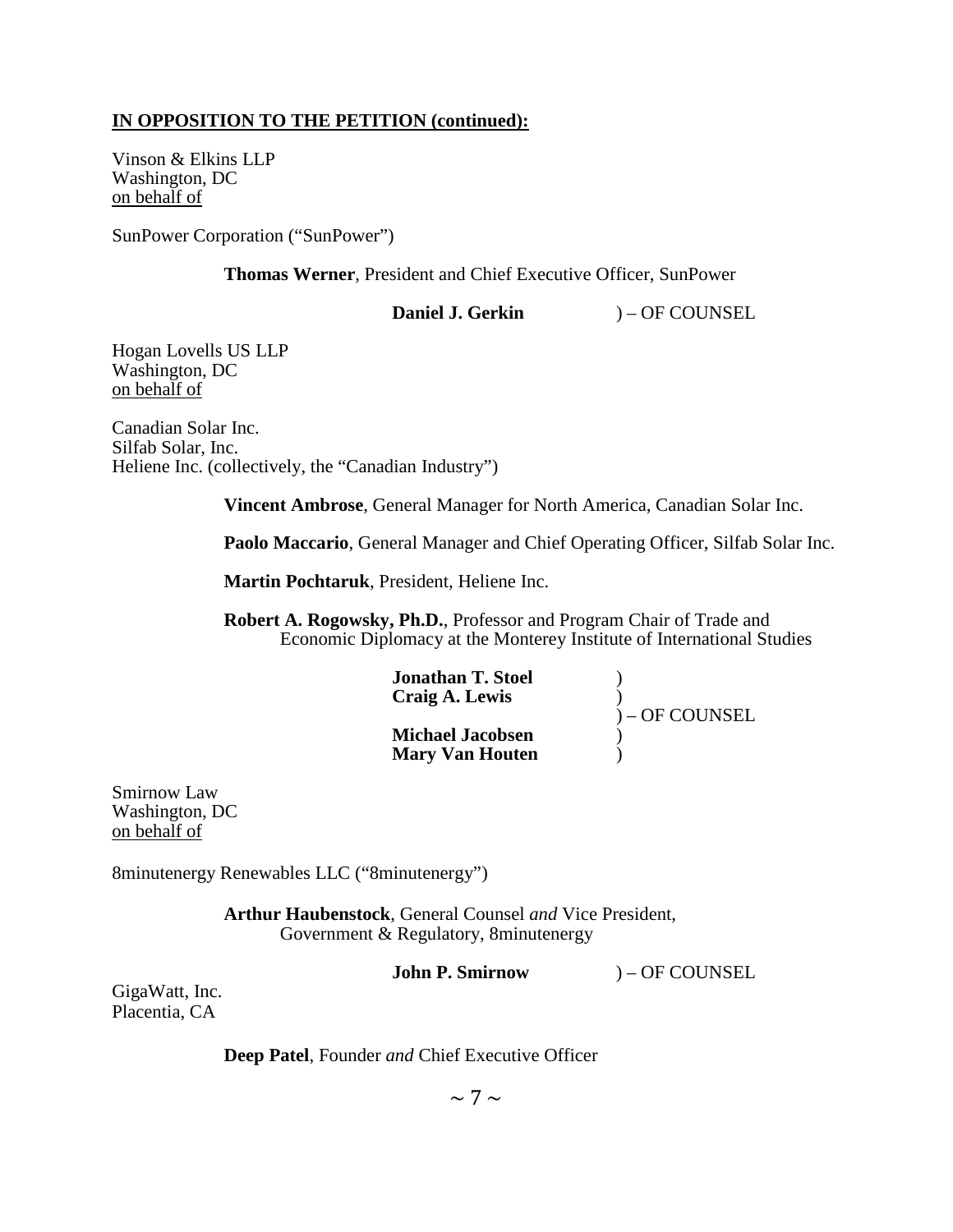**IN OPPOSITION TO THE PETITION (continued):**

Vinson & Elkins LLP
Washington, DC
on behalf of

SunPower Corporation ("SunPower")

**Thomas Werner**, President and Chief Executive Officer, SunPower

**Daniel J. Gerkin** ) – OF COUNSEL

Hogan Lovells US LLP
Washington, DC
on behalf of

Canadian Solar Inc.
Silfab Solar, Inc.
Heliene Inc. (collectively, the "Canadian Industry")

**Vincent Ambrose**, General Manager for North America, Canadian Solar Inc.

**Paolo Maccario**, General Manager and Chief Operating Officer, Silfab Solar Inc.

**Martin Pochtaruk**, President, Heliene Inc.

**Robert A. Rogowsky, Ph.D.**, Professor and Program Chair of Trade and Economic Diplomacy at the Monterey Institute of International Studies

**Jonathan T. Stoel** )
**Craig A. Lewis** )
) – OF COUNSEL
**Michael Jacobsen** )
**Mary Van Houten** )

Smirnow Law
Washington, DC
on behalf of

8minutenergy Renewables LLC ("8minutenergy")

**Arthur Haubenstock**, General Counsel *and* Vice President, Government & Regulatory, 8minutenergy

**John P. Smirnow** ) – OF COUNSEL

GigaWatt, Inc.
Placentia, CA

**Deep Patel**, Founder *and* Chief Executive Officer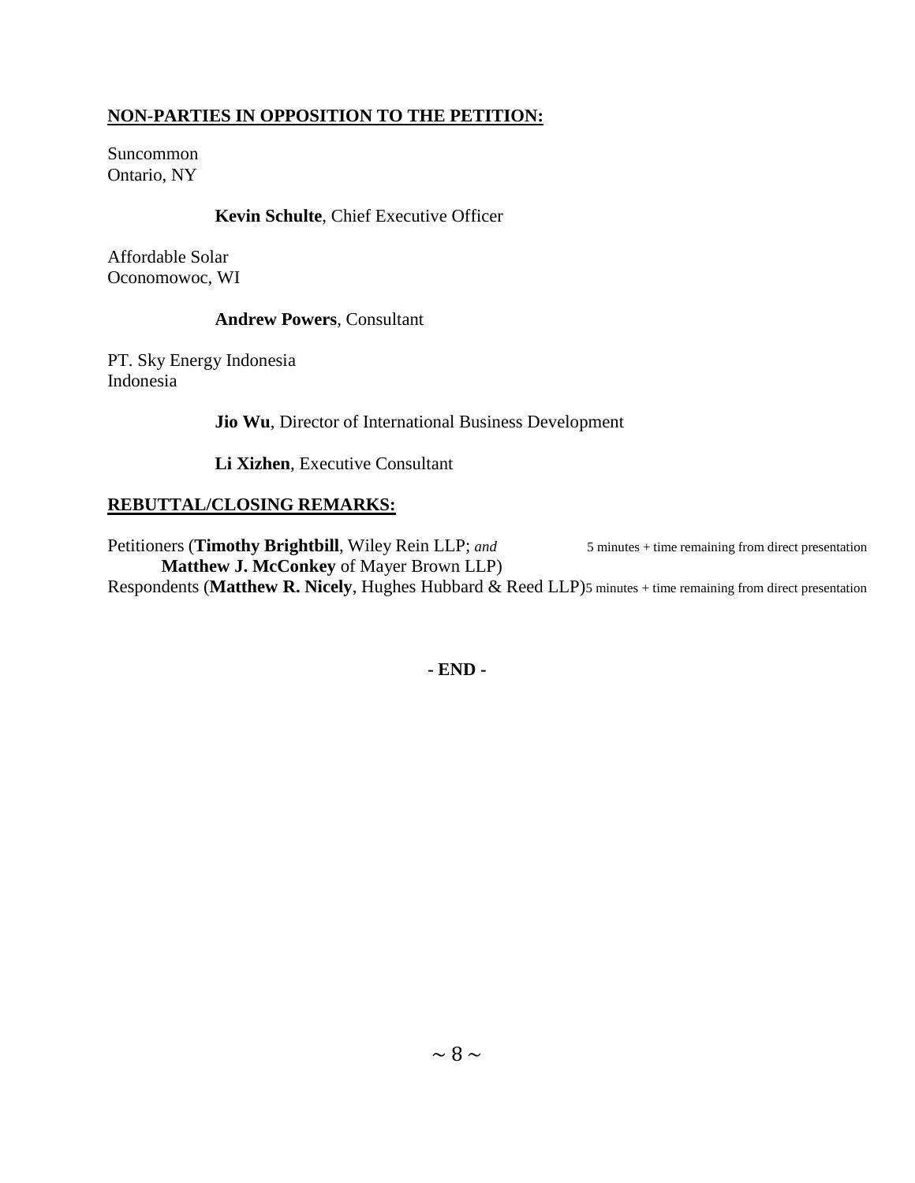**NON-PARTIES IN OPPOSITION TO THE PETITION:**

Suncommon
Ontario, NY

**Kevin Schulte**, Chief Executive Officer

Affordable Solar
Oconomowoc, WI

**Andrew Powers**, Consultant

PT. Sky Energy Indonesia
Indonesia

**Jio Wu**, Director of International Business Development

**Li Xizhen**, Executive Consultant

**REBUTTAL/CLOSING REMARKS:**

Petitioners (**Timothy Brightbill**, Wiley Rein LLP; *and* **Matthew J. McConkey** of Mayer Brown LLP) 5 minutes + time remaining from direct presentation

Respondents (**Matthew R. Nicely**, Hughes Hubbard & Reed LLP) 5 minutes + time remaining from direct presentation

**- END -**